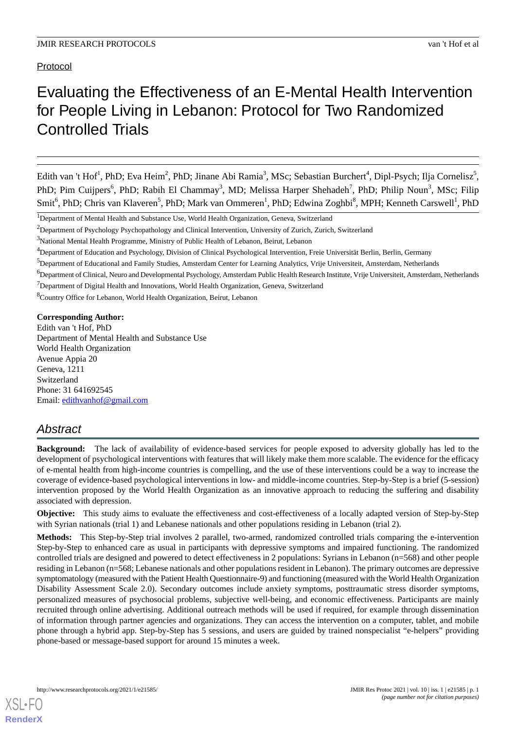Protocol

# Evaluating the Effectiveness of an E-Mental Health Intervention for People Living in Lebanon: Protocol for Two Randomized Controlled Trials

Edith van 't Hof[1], PhD; Eva Heim[2], PhD; Jinane Abi Ramia[3], MSc; Sebastian Burchert[4], Dipl-Psych; Ilja Cornelisz[5], PhD; Pim Cuijpers[6], PhD; Rabih El Chammay[3], MD; Melissa Harper Shehadeh[7], PhD; Philip Noun[3], MSc; Filip Smit[6], PhD; Chris van Klaveren[5], PhD; Mark van Ommeren[1], PhD; Edwina Zoghbi[8], MPH; Kenneth Carswell[1], PhD

[1]Department of Mental Health and Substance Use, World Health Organization, Geneva, Switzerland

[2]Department of Psychology Psychopathology and Clinical Intervention, University of Zurich, Zurich, Switzerland

[3]National Mental Health Programme, Ministry of Public Health of Lebanon, Beirut, Lebanon

[4]Department of Education and Psychology, Division of Clinical Psychological Intervention, Freie Universität Berlin, Berlin, Germany

[5]Department of Educational and Family Studies, Amsterdam Center for Learning Analytics, Vrije Universiteit, Amsterdam, Netherlands

[6]Department of Clinical, Neuro and Developmental Psychology, Amsterdam Public Health Research Institute, Vrije Universiteit, Amsterdam, Netherlands

[7]Department of Digital Health and Innovations, World Health Organization, Geneva, Switzerland

[8]Country Office for Lebanon, World Health Organization, Beirut, Lebanon

**Corresponding Author:**
Edith van 't Hof, PhD
Department of Mental Health and Substance Use
World Health Organization
Avenue Appia 20
Geneva, 1211
Switzerland
Phone: 31 641692545
Email: edithvanhof@gmail.com

## *Abstract*

**Background:** The lack of availability of evidence-based services for people exposed to adversity globally has led to the development of psychological interventions with features that will likely make them more scalable. The evidence for the efficacy of e-mental health from high-income countries is compelling, and the use of these interventions could be a way to increase the coverage of evidence-based psychological interventions in low- and middle-income countries. Step-by-Step is a brief (5-session) intervention proposed by the World Health Organization as an innovative approach to reducing the suffering and disability associated with depression.

**Objective:** This study aims to evaluate the effectiveness and cost-effectiveness of a locally adapted version of Step-by-Step with Syrian nationals (trial 1) and Lebanese nationals and other populations residing in Lebanon (trial 2).

**Methods:** This Step-by-Step trial involves 2 parallel, two-armed, randomized controlled trials comparing the e-intervention Step-by-Step to enhanced care as usual in participants with depressive symptoms and impaired functioning. The randomized controlled trials are designed and powered to detect effectiveness in 2 populations: Syrians in Lebanon (n=568) and other people residing in Lebanon (n=568; Lebanese nationals and other populations resident in Lebanon). The primary outcomes are depressive symptomatology (measured with the Patient Health Questionnaire-9) and functioning (measured with the World Health Organization Disability Assessment Scale 2.0). Secondary outcomes include anxiety symptoms, posttraumatic stress disorder symptoms, personalized measures of psychosocial problems, subjective well-being, and economic effectiveness. Participants are mainly recruited through online advertising. Additional outreach methods will be used if required, for example through dissemination of information through partner agencies and organizations. They can access the intervention on a computer, tablet, and mobile phone through a hybrid app. Step-by-Step has 5 sessions, and users are guided by trained nonspecialist "e-helpers" providing phone-based or message-based support for around 15 minutes a week.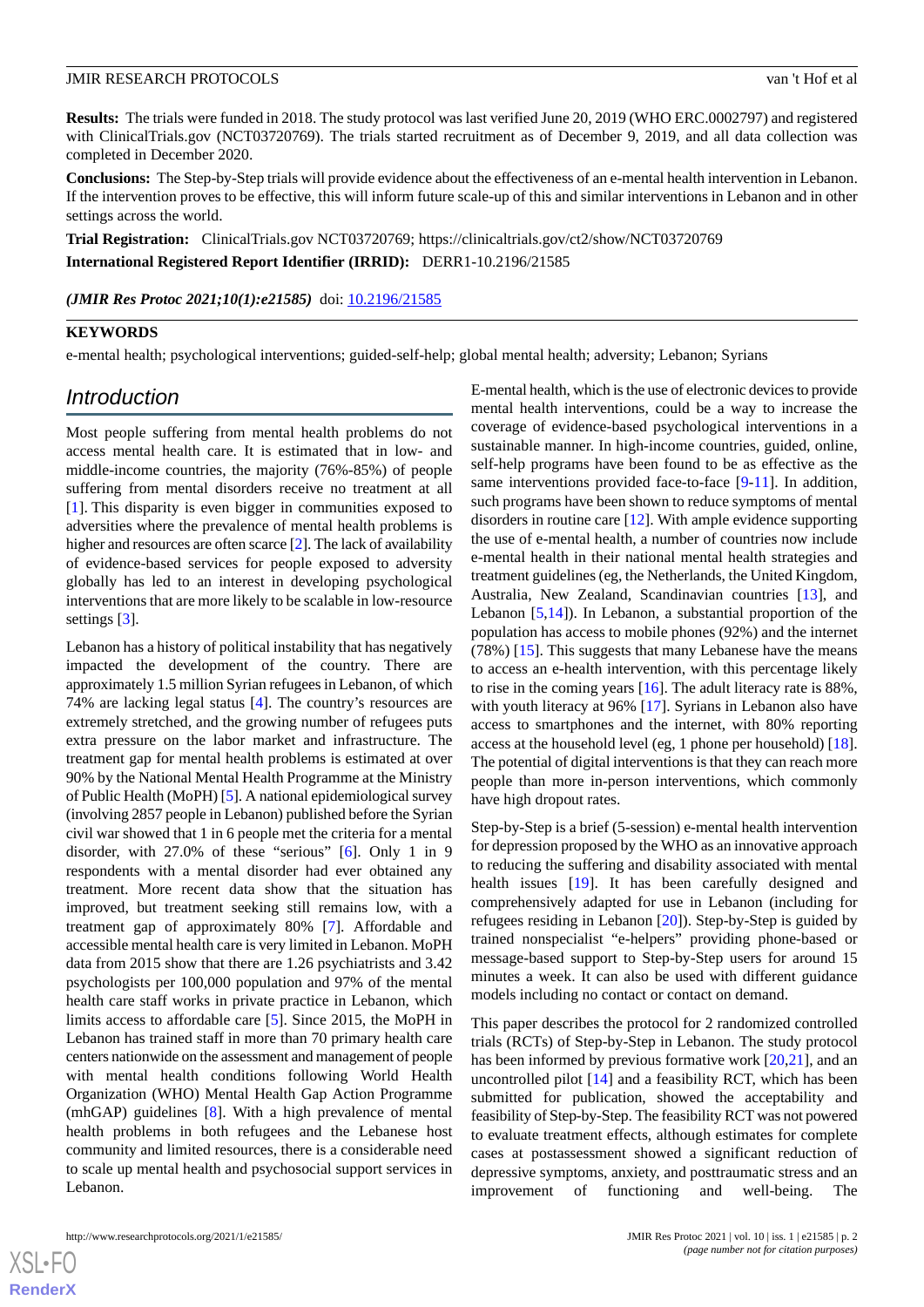**Results:** The trials were funded in 2018. The study protocol was last verified June 20, 2019 (WHO ERC.0002797) and registered with ClinicalTrials.gov (NCT03720769). The trials started recruitment as of December 9, 2019, and all data collection was completed in December 2020.

**Conclusions:** The Step-by-Step trials will provide evidence about the effectiveness of an e-mental health intervention in Lebanon. If the intervention proves to be effective, this will inform future scale-up of this and similar interventions in Lebanon and in other settings across the world.

**Trial Registration:** ClinicalTrials.gov NCT03720769; https://clinicaltrials.gov/ct2/show/NCT03720769

**International Registered Report Identifier (IRRID):** DERR1-10.2196/21585

*(JMIR Res Protoc 2021;10(1):e21585)* doi: 10.2196/21585

**KEYWORDS**

e-mental health; psychological interventions; guided-self-help; global mental health; adversity; Lebanon; Syrians

## Introduction

Most people suffering from mental health problems do not access mental health care. It is estimated that in low- and middle-income countries, the majority (76%-85%) of people suffering from mental disorders receive no treatment at all [1]. This disparity is even bigger in communities exposed to adversities where the prevalence of mental health problems is higher and resources are often scarce [2]. The lack of availability of evidence-based services for people exposed to adversity globally has led to an interest in developing psychological interventions that are more likely to be scalable in low-resource settings [3].

Lebanon has a history of political instability that has negatively impacted the development of the country. There are approximately 1.5 million Syrian refugees in Lebanon, of which 74% are lacking legal status [4]. The country's resources are extremely stretched, and the growing number of refugees puts extra pressure on the labor market and infrastructure. The treatment gap for mental health problems is estimated at over 90% by the National Mental Health Programme at the Ministry of Public Health (MoPH) [5]. A national epidemiological survey (involving 2857 people in Lebanon) published before the Syrian civil war showed that 1 in 6 people met the criteria for a mental disorder, with 27.0% of these "serious" [6]. Only 1 in 9 respondents with a mental disorder had ever obtained any treatment. More recent data show that the situation has improved, but treatment seeking still remains low, with a treatment gap of approximately 80% [7]. Affordable and accessible mental health care is very limited in Lebanon. MoPH data from 2015 show that there are 1.26 psychiatrists and 3.42 psychologists per 100,000 population and 97% of the mental health care staff works in private practice in Lebanon, which limits access to affordable care [5]. Since 2015, the MoPH in Lebanon has trained staff in more than 70 primary health care centers nationwide on the assessment and management of people with mental health conditions following World Health Organization (WHO) Mental Health Gap Action Programme (mhGAP) guidelines [8]. With a high prevalence of mental health problems in both refugees and the Lebanese host community and limited resources, there is a considerable need to scale up mental health and psychosocial support services in Lebanon.

E-mental health, which is the use of electronic devices to provide mental health interventions, could be a way to increase the coverage of evidence-based psychological interventions in a sustainable manner. In high-income countries, guided, online, self-help programs have been found to be as effective as the same interventions provided face-to-face [9-11]. In addition, such programs have been shown to reduce symptoms of mental disorders in routine care [12]. With ample evidence supporting the use of e-mental health, a number of countries now include e-mental health in their national mental health strategies and treatment guidelines (eg, the Netherlands, the United Kingdom, Australia, New Zealand, Scandinavian countries [13], and Lebanon [5,14]). In Lebanon, a substantial proportion of the population has access to mobile phones (92%) and the internet (78%) [15]. This suggests that many Lebanese have the means to access an e-health intervention, with this percentage likely to rise in the coming years [16]. The adult literacy rate is 88%, with youth literacy at 96% [17]. Syrians in Lebanon also have access to smartphones and the internet, with 80% reporting access at the household level (eg, 1 phone per household) [18]. The potential of digital interventions is that they can reach more people than more in-person interventions, which commonly have high dropout rates.

Step-by-Step is a brief (5-session) e-mental health intervention for depression proposed by the WHO as an innovative approach to reducing the suffering and disability associated with mental health issues [19]. It has been carefully designed and comprehensively adapted for use in Lebanon (including for refugees residing in Lebanon [20]). Step-by-Step is guided by trained nonspecialist "e-helpers" providing phone-based or message-based support to Step-by-Step users for around 15 minutes a week. It can also be used with different guidance models including no contact or contact on demand.

This paper describes the protocol for 2 randomized controlled trials (RCTs) of Step-by-Step in Lebanon. The study protocol has been informed by previous formative work [20,21], and an uncontrolled pilot [14] and a feasibility RCT, which has been submitted for publication, showed the acceptability and feasibility of Step-by-Step. The feasibility RCT was not powered to evaluate treatment effects, although estimates for complete cases at postassessment showed a significant reduction of depressive symptoms, anxiety, and posttraumatic stress and an improvement of functioning and well-being. The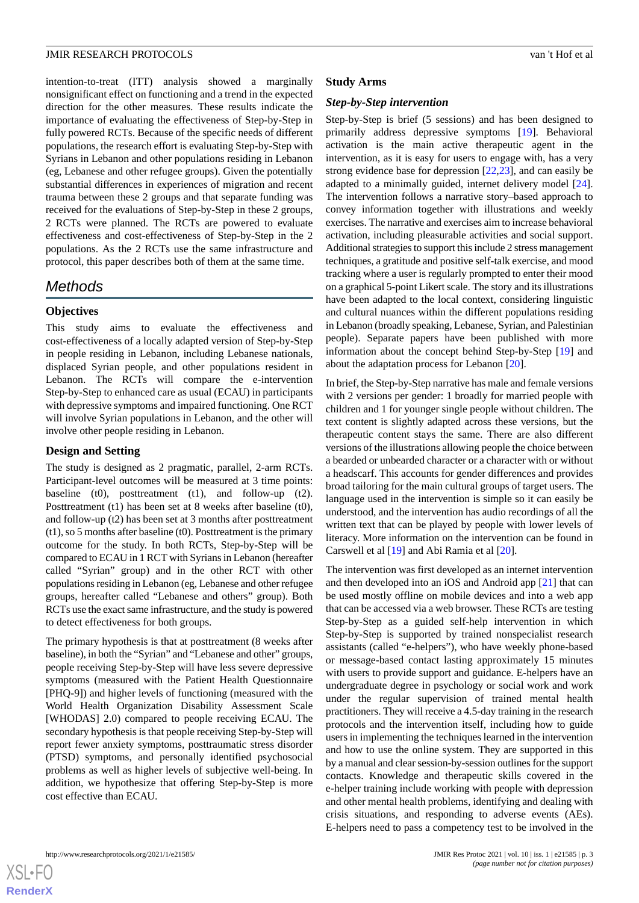intention-to-treat (ITT) analysis showed a marginally nonsignificant effect on functioning and a trend in the expected direction for the other measures. These results indicate the importance of evaluating the effectiveness of Step-by-Step in fully powered RCTs. Because of the specific needs of different populations, the research effort is evaluating Step-by-Step with Syrians in Lebanon and other populations residing in Lebanon (eg, Lebanese and other refugee groups). Given the potentially substantial differences in experiences of migration and recent trauma between these 2 groups and that separate funding was received for the evaluations of Step-by-Step in these 2 groups, 2 RCTs were planned. The RCTs are powered to evaluate effectiveness and cost-effectiveness of Step-by-Step in the 2 populations. As the 2 RCTs use the same infrastructure and protocol, this paper describes both of them at the same time.

## Methods

### Objectives

This study aims to evaluate the effectiveness and cost-effectiveness of a locally adapted version of Step-by-Step in people residing in Lebanon, including Lebanese nationals, displaced Syrian people, and other populations resident in Lebanon. The RCTs will compare the e-intervention Step-by-Step to enhanced care as usual (ECAU) in participants with depressive symptoms and impaired functioning. One RCT will involve Syrian populations in Lebanon, and the other will involve other people residing in Lebanon.

### Design and Setting

The study is designed as 2 pragmatic, parallel, 2-arm RCTs. Participant-level outcomes will be measured at 3 time points: baseline (t0), posttreatment (t1), and follow-up (t2). Posttreatment (t1) has been set at 8 weeks after baseline (t0), and follow-up (t2) has been set at 3 months after posttreatment (t1), so 5 months after baseline (t0). Posttreatment is the primary outcome for the study. In both RCTs, Step-by-Step will be compared to ECAU in 1 RCT with Syrians in Lebanon (hereafter called "Syrian" group) and in the other RCT with other populations residing in Lebanon (eg, Lebanese and other refugee groups, hereafter called "Lebanese and others" group). Both RCTs use the exact same infrastructure, and the study is powered to detect effectiveness for both groups.

The primary hypothesis is that at posttreatment (8 weeks after baseline), in both the "Syrian" and "Lebanese and other" groups, people receiving Step-by-Step will have less severe depressive symptoms (measured with the Patient Health Questionnaire [PHQ-9]) and higher levels of functioning (measured with the World Health Organization Disability Assessment Scale [WHODAS] 2.0) compared to people receiving ECAU. The secondary hypothesis is that people receiving Step-by-Step will report fewer anxiety symptoms, posttraumatic stress disorder (PTSD) symptoms, and personally identified psychosocial problems as well as higher levels of subjective well-being. In addition, we hypothesize that offering Step-by-Step is more cost effective than ECAU.

### Study Arms

#### *Step-by-Step intervention*

Step-by-Step is brief (5 sessions) and has been designed to primarily address depressive symptoms [19]. Behavioral activation is the main active therapeutic agent in the intervention, as it is easy for users to engage with, has a very strong evidence base for depression [22,23], and can easily be adapted to a minimally guided, internet delivery model [24]. The intervention follows a narrative story–based approach to convey information together with illustrations and weekly exercises. The narrative and exercises aim to increase behavioral activation, including pleasurable activities and social support. Additional strategies to support this include 2 stress management techniques, a gratitude and positive self-talk exercise, and mood tracking where a user is regularly prompted to enter their mood on a graphical 5-point Likert scale. The story and its illustrations have been adapted to the local context, considering linguistic and cultural nuances within the different populations residing in Lebanon (broadly speaking, Lebanese, Syrian, and Palestinian people). Separate papers have been published with more information about the concept behind Step-by-Step [19] and about the adaptation process for Lebanon [20].

In brief, the Step-by-Step narrative has male and female versions with 2 versions per gender: 1 broadly for married people with children and 1 for younger single people without children. The text content is slightly adapted across these versions, but the therapeutic content stays the same. There are also different versions of the illustrations allowing people the choice between a bearded or unbearded character or a character with or without a headscarf. This accounts for gender differences and provides broad tailoring for the main cultural groups of target users. The language used in the intervention is simple so it can easily be understood, and the intervention has audio recordings of all the written text that can be played by people with lower levels of literacy. More information on the intervention can be found in Carswell et al [19] and Abi Ramia et al [20].

The intervention was first developed as an internet intervention and then developed into an iOS and Android app [21] that can be used mostly offline on mobile devices and into a web app that can be accessed via a web browser. These RCTs are testing Step-by-Step as a guided self-help intervention in which Step-by-Step is supported by trained nonspecialist research assistants (called "e-helpers"), who have weekly phone-based or message-based contact lasting approximately 15 minutes with users to provide support and guidance. E-helpers have an undergraduate degree in psychology or social work and work under the regular supervision of trained mental health practitioners. They will receive a 4.5-day training in the research protocols and the intervention itself, including how to guide users in implementing the techniques learned in the intervention and how to use the online system. They are supported in this by a manual and clear session-by-session outlines for the support contacts. Knowledge and therapeutic skills covered in the e-helper training include working with people with depression and other mental health problems, identifying and dealing with crisis situations, and responding to adverse events (AEs). E-helpers need to pass a competency test to be involved in the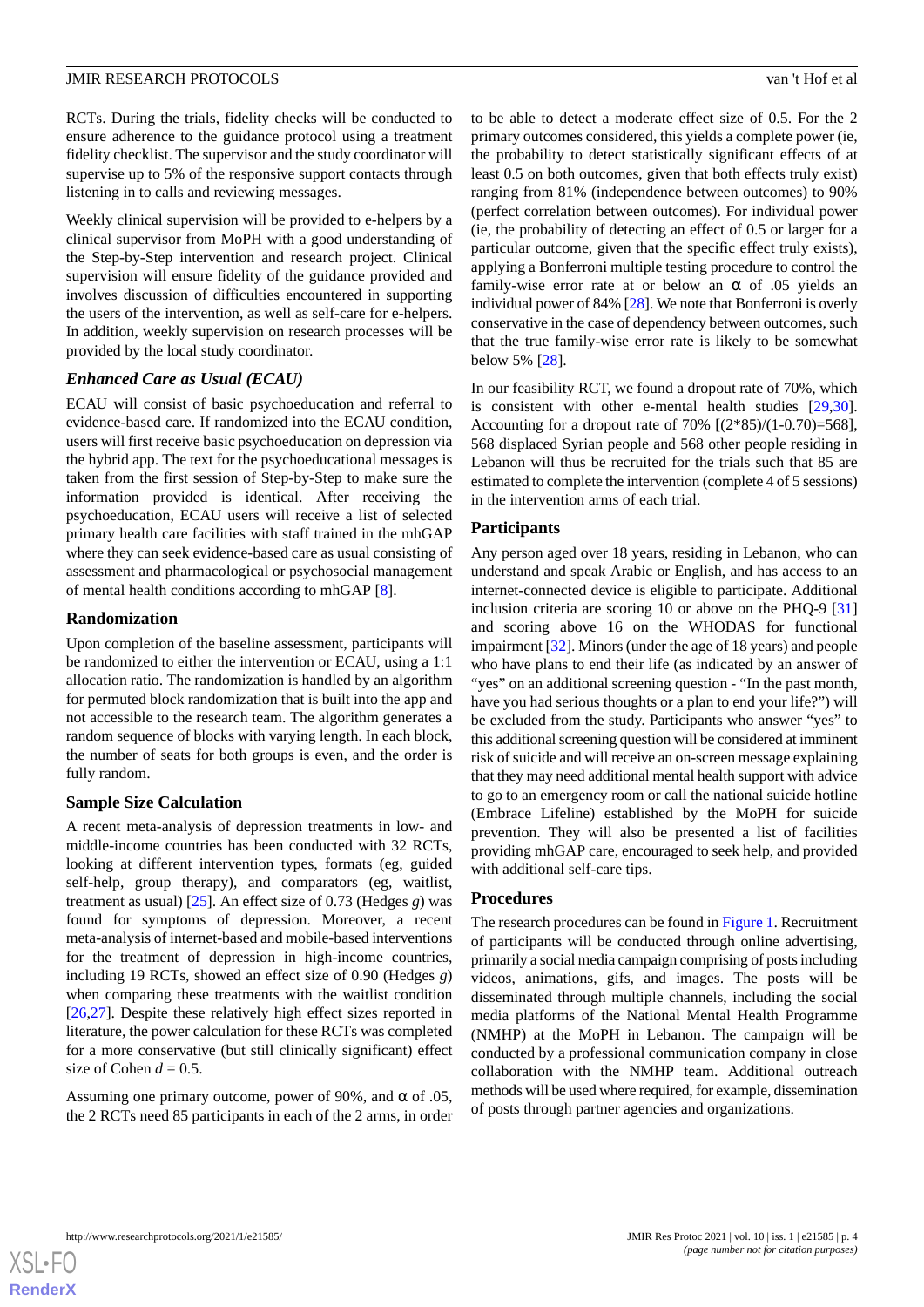RCTs. During the trials, fidelity checks will be conducted to ensure adherence to the guidance protocol using a treatment fidelity checklist. The supervisor and the study coordinator will supervise up to 5% of the responsive support contacts through listening in to calls and reviewing messages.

Weekly clinical supervision will be provided to e-helpers by a clinical supervisor from MoPH with a good understanding of the Step-by-Step intervention and research project. Clinical supervision will ensure fidelity of the guidance provided and involves discussion of difficulties encountered in supporting the users of the intervention, as well as self-care for e-helpers. In addition, weekly supervision on research processes will be provided by the local study coordinator.

### *Enhanced Care as Usual (ECAU)*

ECAU will consist of basic psychoeducation and referral to evidence-based care. If randomized into the ECAU condition, users will first receive basic psychoeducation on depression via the hybrid app. The text for the psychoeducational messages is taken from the first session of Step-by-Step to make sure the information provided is identical. After receiving the psychoeducation, ECAU users will receive a list of selected primary health care facilities with staff trained in the mhGAP where they can seek evidence-based care as usual consisting of assessment and pharmacological or psychosocial management of mental health conditions according to mhGAP [8].

### Randomization

Upon completion of the baseline assessment, participants will be randomized to either the intervention or ECAU, using a 1:1 allocation ratio. The randomization is handled by an algorithm for permuted block randomization that is built into the app and not accessible to the research team. The algorithm generates a random sequence of blocks with varying length. In each block, the number of seats for both groups is even, and the order is fully random.

### Sample Size Calculation

A recent meta-analysis of depression treatments in low- and middle-income countries has been conducted with 32 RCTs, looking at different intervention types, formats (eg, guided self-help, group therapy), and comparators (eg, waitlist, treatment as usual) [25]. An effect size of 0.73 (Hedges *g*) was found for symptoms of depression. Moreover, a recent meta-analysis of internet-based and mobile-based interventions for the treatment of depression in high-income countries, including 19 RCTs, showed an effect size of 0.90 (Hedges *g*) when comparing these treatments with the waitlist condition [26,27]. Despite these relatively high effect sizes reported in literature, the power calculation for these RCTs was completed for a more conservative (but still clinically significant) effect size of Cohen $d = 0.5$.

Assuming one primary outcome, power of 90%, and α of .05, the 2 RCTs need 85 participants in each of the 2 arms, in order to be able to detect a moderate effect size of 0.5. For the 2 primary outcomes considered, this yields a complete power (ie, the probability to detect statistically significant effects of at least 0.5 on both outcomes, given that both effects truly exist) ranging from 81% (independence between outcomes) to 90% (perfect correlation between outcomes). For individual power (ie, the probability of detecting an effect of 0.5 or larger for a particular outcome, given that the specific effect truly exists), applying a Bonferroni multiple testing procedure to control the family-wise error rate at or below an α of .05 yields an individual power of 84% [28]. We note that Bonferroni is overly conservative in the case of dependency between outcomes, such that the true family-wise error rate is likely to be somewhat below 5% [28].

In our feasibility RCT, we found a dropout rate of 70%, which is consistent with other e-mental health studies [29,30]. Accounting for a dropout rate of 70% [(2*85)/(1-0.70)=568], 568 displaced Syrian people and 568 other people residing in Lebanon will thus be recruited for the trials such that 85 are estimated to complete the intervention (complete 4 of 5 sessions) in the intervention arms of each trial.

### Participants

Any person aged over 18 years, residing in Lebanon, who can understand and speak Arabic or English, and has access to an internet-connected device is eligible to participate. Additional inclusion criteria are scoring 10 or above on the PHQ-9 [31] and scoring above 16 on the WHODAS for functional impairment [32]. Minors (under the age of 18 years) and people who have plans to end their life (as indicated by an answer of "yes" on an additional screening question - "In the past month, have you had serious thoughts or a plan to end your life?") will be excluded from the study. Participants who answer "yes" to this additional screening question will be considered at imminent risk of suicide and will receive an on-screen message explaining that they may need additional mental health support with advice to go to an emergency room or call the national suicide hotline (Embrace Lifeline) established by the MoPH for suicide prevention. They will also be presented a list of facilities providing mhGAP care, encouraged to seek help, and provided with additional self-care tips.

### Procedures

The research procedures can be found in Figure 1. Recruitment of participants will be conducted through online advertising, primarily a social media campaign comprising of posts including videos, animations, gifs, and images. The posts will be disseminated through multiple channels, including the social media platforms of the National Mental Health Programme (NMHP) at the MoPH in Lebanon. The campaign will be conducted by a professional communication company in close collaboration with the NMHP team. Additional outreach methods will be used where required, for example, dissemination of posts through partner agencies and organizations.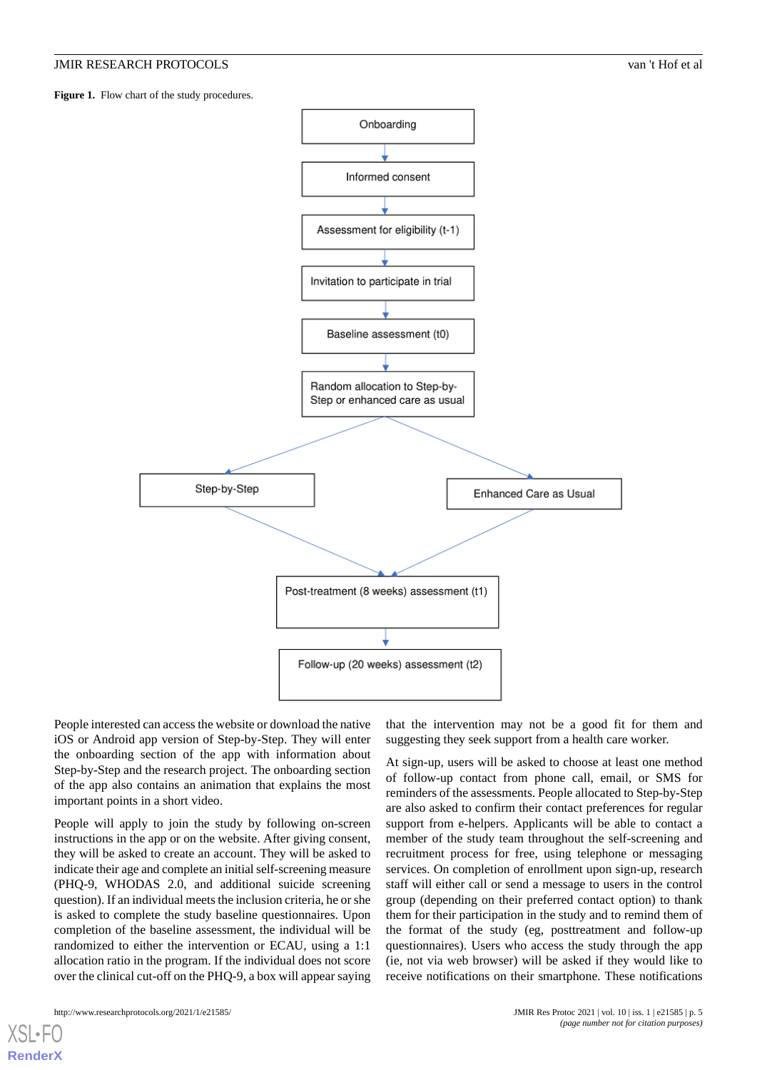**Figure 1.** Flow chart of the study procedures.

People interested can access the website or download the native iOS or Android app version of Step-by-Step. They will enter the onboarding section of the app with information about Step-by-Step and the research project. The onboarding section of the app also contains an animation that explains the most important points in a short video.

People will apply to join the study by following on-screen instructions in the app or on the website. After giving consent, they will be asked to create an account. They will be asked to indicate their age and complete an initial self-screening measure (PHQ-9, WHODAS 2.0, and additional suicide screening question). If an individual meets the inclusion criteria, he or she is asked to complete the study baseline questionnaires. Upon completion of the baseline assessment, the individual will be randomized to either the intervention or ECAU, using a 1:1 allocation ratio in the program. If the individual does not score over the clinical cut-off on the PHQ-9, a box will appear saying that the intervention may not be a good fit for them and suggesting they seek support from a health care worker.

At sign-up, users will be asked to choose at least one method of follow-up contact from phone call, email, or SMS for reminders of the assessments. People allocated to Step-by-Step are also asked to confirm their contact preferences for regular support from e-helpers. Applicants will be able to contact a member of the study team throughout the self-screening and recruitment process for free, using telephone or messaging services. On completion of enrollment upon sign-up, research staff will either call or send a message to users in the control group (depending on their preferred contact option) to thank them for their participation in the study and to remind them of the format of the study (eg, posttreatment and follow-up questionnaires). Users who access the study through the app (ie, not via web browser) will be asked if they would like to receive notifications on their smartphone. These notifications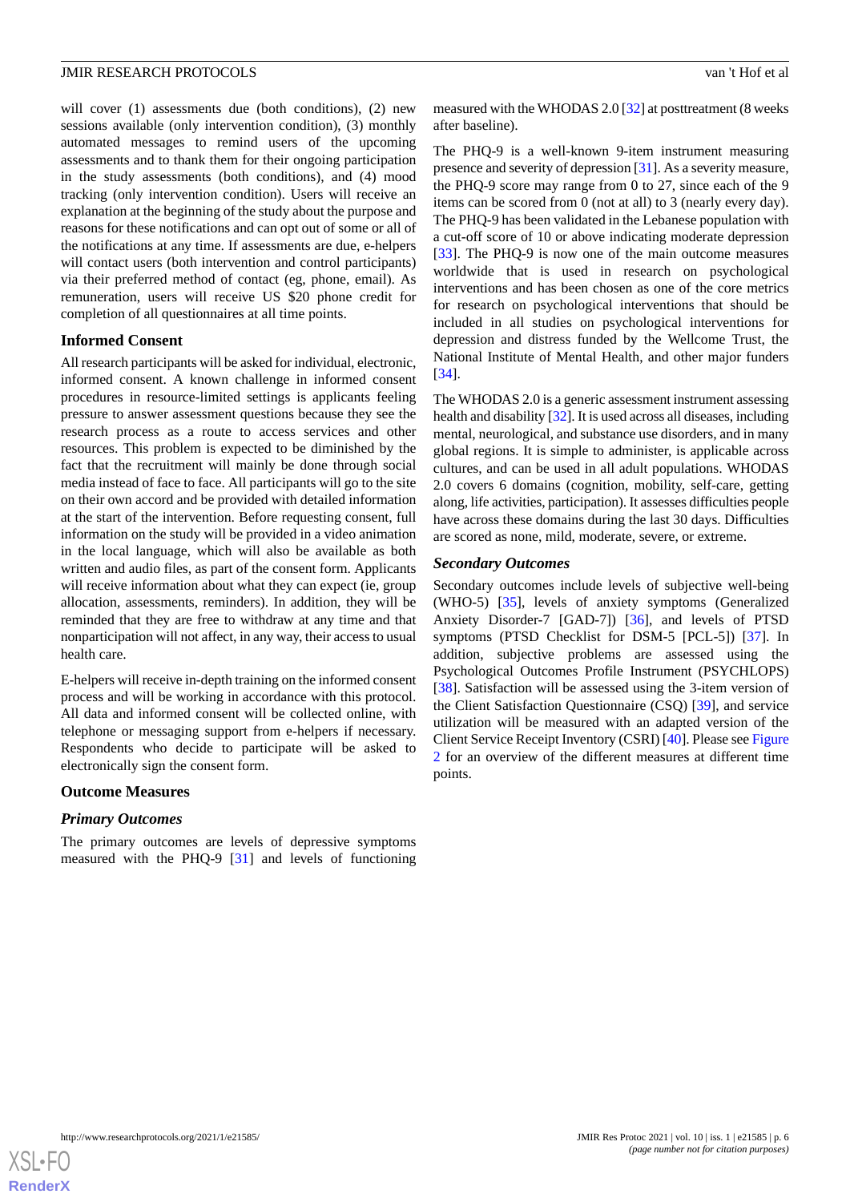will cover (1) assessments due (both conditions), (2) new sessions available (only intervention condition), (3) monthly automated messages to remind users of the upcoming assessments and to thank them for their ongoing participation in the study assessments (both conditions), and (4) mood tracking (only intervention condition). Users will receive an explanation at the beginning of the study about the purpose and reasons for these notifications and can opt out of some or all of the notifications at any time. If assessments are due, e-helpers will contact users (both intervention and control participants) via their preferred method of contact (eg, phone, email). As remuneration, users will receive US $20 phone credit for completion of all questionnaires at all time points.

### Informed Consent

All research participants will be asked for individual, electronic, informed consent. A known challenge in informed consent procedures in resource-limited settings is applicants feeling pressure to answer assessment questions because they see the research process as a route to access services and other resources. This problem is expected to be diminished by the fact that the recruitment will mainly be done through social media instead of face to face. All participants will go to the site on their own accord and be provided with detailed information at the start of the intervention. Before requesting consent, full information on the study will be provided in a video animation in the local language, which will also be available as both written and audio files, as part of the consent form. Applicants will receive information about what they can expect (ie, group allocation, assessments, reminders). In addition, they will be reminded that they are free to withdraw at any time and that nonparticipation will not affect, in any way, their access to usual health care.

E-helpers will receive in-depth training on the informed consent process and will be working in accordance with this protocol. All data and informed consent will be collected online, with telephone or messaging support from e-helpers if necessary. Respondents who decide to participate will be asked to electronically sign the consent form.

### Outcome Measures

#### *Primary Outcomes*

The primary outcomes are levels of depressive symptoms measured with the PHQ-9 [31] and levels of functioning measured with the WHODAS 2.0 [32] at posttreatment (8 weeks after baseline).

The PHQ-9 is a well-known 9-item instrument measuring presence and severity of depression [31]. As a severity measure, the PHQ-9 score may range from 0 to 27, since each of the 9 items can be scored from 0 (not at all) to 3 (nearly every day). The PHQ-9 has been validated in the Lebanese population with a cut-off score of 10 or above indicating moderate depression [33]. The PHQ-9 is now one of the main outcome measures worldwide that is used in research on psychological interventions and has been chosen as one of the core metrics for research on psychological interventions that should be included in all studies on psychological interventions for depression and distress funded by the Wellcome Trust, the National Institute of Mental Health, and other major funders [34].

The WHODAS 2.0 is a generic assessment instrument assessing health and disability [32]. It is used across all diseases, including mental, neurological, and substance use disorders, and in many global regions. It is simple to administer, is applicable across cultures, and can be used in all adult populations. WHODAS 2.0 covers 6 domains (cognition, mobility, self-care, getting along, life activities, participation). It assesses difficulties people have across these domains during the last 30 days. Difficulties are scored as none, mild, moderate, severe, or extreme.

#### *Secondary Outcomes*

Secondary outcomes include levels of subjective well-being (WHO-5) [35], levels of anxiety symptoms (Generalized Anxiety Disorder-7 [GAD-7]) [36], and levels of PTSD symptoms (PTSD Checklist for DSM-5 [PCL-5]) [37]. In addition, subjective problems are assessed using the Psychological Outcomes Profile Instrument (PSYCHLOPS) [38]. Satisfaction will be assessed using the 3-item version of the Client Satisfaction Questionnaire (CSQ) [39], and service utilization will be measured with an adapted version of the Client Service Receipt Inventory (CSRI) [40]. Please see Figure 2 for an overview of the different measures at different time points.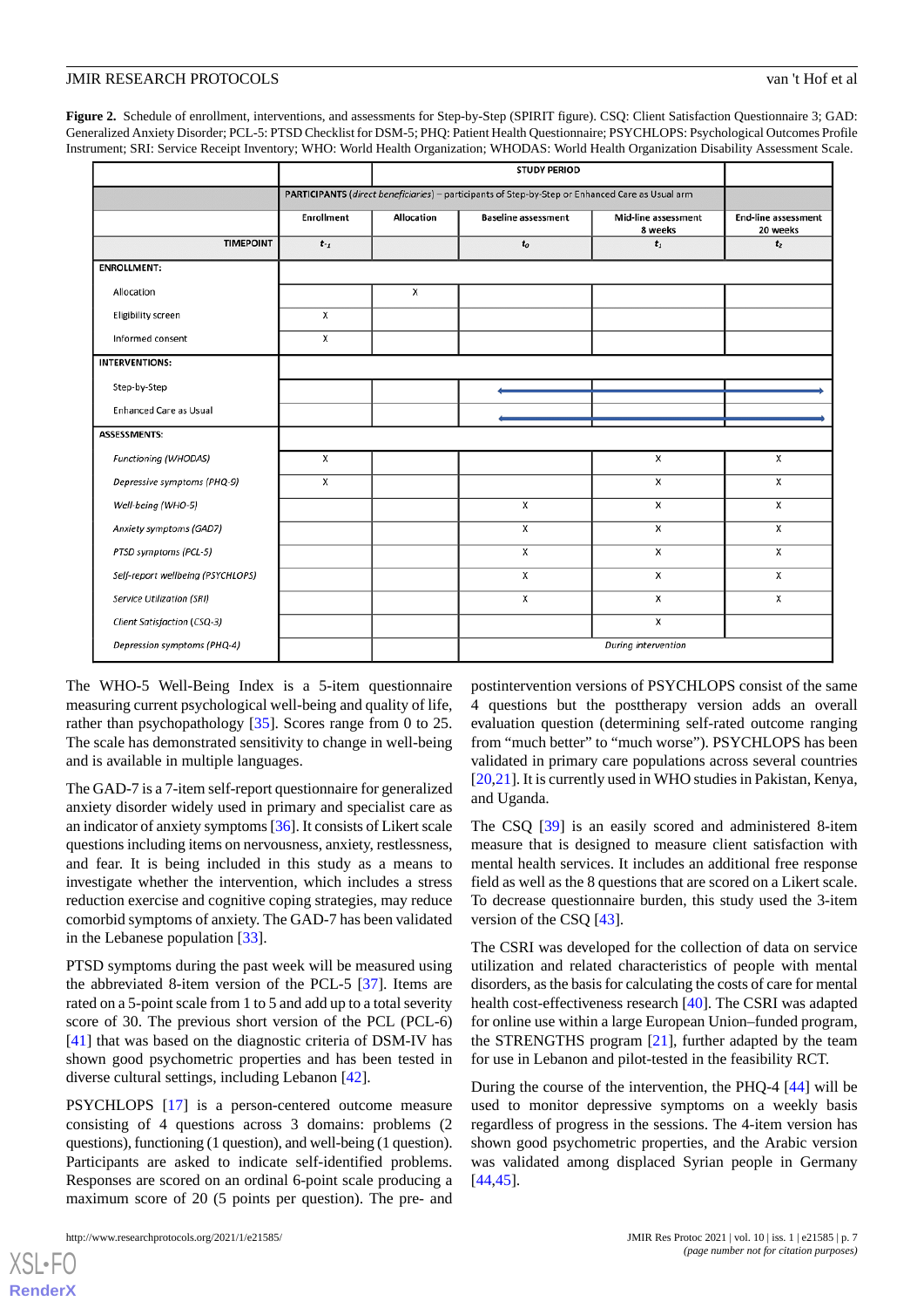**Figure 2.** Schedule of enrollment, interventions, and assessments for Step-by-Step (SPIRIT figure). CSQ: Client Satisfaction Questionnaire 3; GAD: Generalized Anxiety Disorder; PCL-5: PTSD Checklist for DSM-5; PHQ: Patient Health Questionnaire; PSYCHLOPS: Psychological Outcomes Profile Instrument; SRI: Service Receipt Inventory; WHO: World Health Organization; WHODAS: World Health Organization Disability Assessment Scale.

| | STUDY PERIOD | | | | |
|---|---|---|---|---|---|
| | PARTICIPANTS (*direct beneficiaries*) – participants of Step-by-Step or Enhanced Care as Usual arm | | | | |
| | Enrollment | Allocation | Baseline assessment | Mid-line assessment 8 weeks | End-line assessment 20 weeks |
| TIMEPOINT | $t_{-1}$ | | $t_0$ | $t_1$ | $t_2$ |
| **ENROLLMENT:** | | | | | |
| Allocation | | X | | | |
| Eligibility screen | X | | | | |
| Informed consent | X | | | | |
| **INTERVENTIONS:** | | | | | |
| Step-by-Step | | | ← | → | → |
| Enhanced Care as Usual | | | ← | → | → |
| **ASSESSMENTS:** | | | | | |
| *Functioning (WHODAS)* | X | | | X | X |
| *Depressive symptoms (PHQ-9)* | X | | | X | X |
| *Well-being (WHO-5)* | | | X | X | X |
| *Anxiety symptoms (GAD7)* | | | X | X | X |
| *PTSD symptoms (PCL-5)* | | | X | X | X |
| *Self-report wellbeing (PSYCHLOPS)* | | | X | X | X |
| *Service Utilization (SRI)* | | | X | X | X |
| *Client Satisfaction (CSQ-3)* | | | | X | |
| *Depression symptoms (PHQ-4)* | | | *During intervention* | | |

The WHO-5 Well-Being Index is a 5-item questionnaire measuring current psychological well-being and quality of life, rather than psychopathology [35]. Scores range from 0 to 25. The scale has demonstrated sensitivity to change in well-being and is available in multiple languages.

The GAD-7 is a 7-item self-report questionnaire for generalized anxiety disorder widely used in primary and specialist care as an indicator of anxiety symptoms [36]. It consists of Likert scale questions including items on nervousness, anxiety, restlessness, and fear. It is being included in this study as a means to investigate whether the intervention, which includes a stress reduction exercise and cognitive coping strategies, may reduce comorbid symptoms of anxiety. The GAD-7 has been validated in the Lebanese population [33].

PTSD symptoms during the past week will be measured using the abbreviated 8-item version of the PCL-5 [37]. Items are rated on a 5-point scale from 1 to 5 and add up to a total severity score of 30. The previous short version of the PCL (PCL-6) [41] that was based on the diagnostic criteria of DSM-IV has shown good psychometric properties and has been tested in diverse cultural settings, including Lebanon [42].

PSYCHLOPS [17] is a person-centered outcome measure consisting of 4 questions across 3 domains: problems (2 questions), functioning (1 question), and well-being (1 question). Participants are asked to indicate self-identified problems. Responses are scored on an ordinal 6-point scale producing a maximum score of 20 (5 points per question). The pre- and postintervention versions of PSYCHLOPS consist of the same 4 questions but the posttherapy version adds an overall evaluation question (determining self-rated outcome ranging from "much better" to "much worse"). PSYCHLOPS has been validated in primary care populations across several countries [20,21]. It is currently used in WHO studies in Pakistan, Kenya, and Uganda.

The CSQ [39] is an easily scored and administered 8-item measure that is designed to measure client satisfaction with mental health services. It includes an additional free response field as well as the 8 questions that are scored on a Likert scale. To decrease questionnaire burden, this study used the 3-item version of the CSQ [43].

The CSRI was developed for the collection of data on service utilization and related characteristics of people with mental disorders, as the basis for calculating the costs of care for mental health cost-effectiveness research [40]. The CSRI was adapted for online use within a large European Union–funded program, the STRENGTHS program [21], further adapted by the team for use in Lebanon and pilot-tested in the feasibility RCT.

During the course of the intervention, the PHQ-4 [44] will be used to monitor depressive symptoms on a weekly basis regardless of progress in the sessions. The 4-item version has shown good psychometric properties, and the Arabic version was validated among displaced Syrian people in Germany [44,45].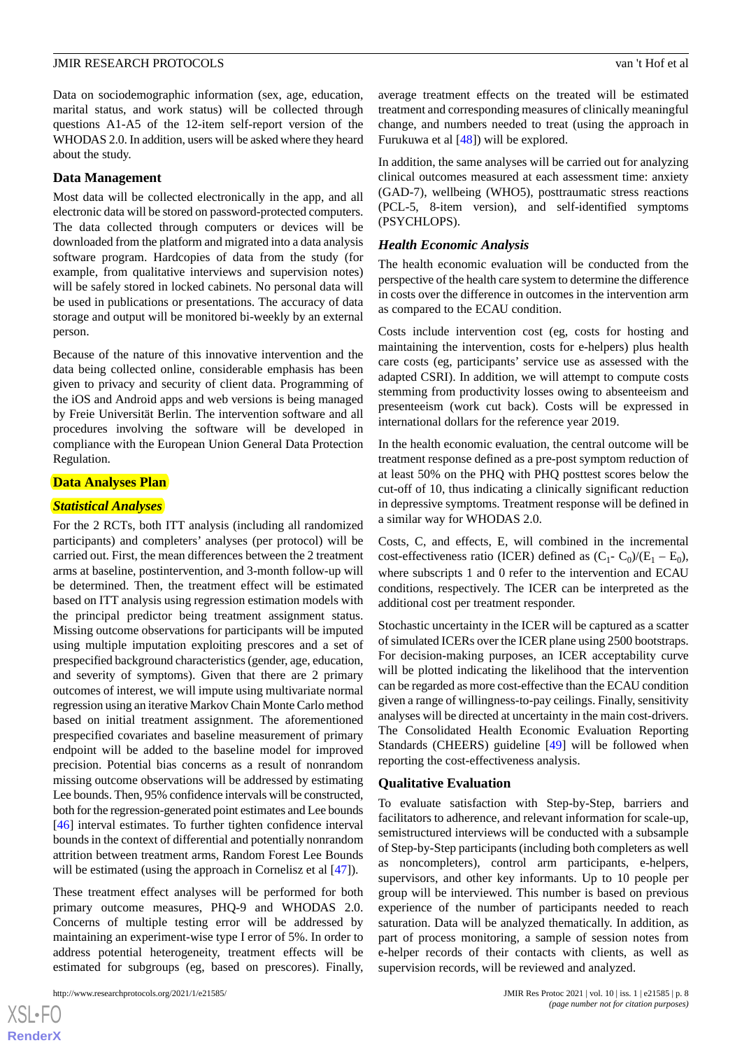Data on sociodemographic information (sex, age, education, marital status, and work status) will be collected through questions A1-A5 of the 12-item self-report version of the WHODAS 2.0. In addition, users will be asked where they heard about the study.

### Data Management

Most data will be collected electronically in the app, and all electronic data will be stored on password-protected computers. The data collected through computers or devices will be downloaded from the platform and migrated into a data analysis software program. Hardcopies of data from the study (for example, from qualitative interviews and supervision notes) will be safely stored in locked cabinets. No personal data will be used in publications or presentations. The accuracy of data storage and output will be monitored bi-weekly by an external person.

Because of the nature of this innovative intervention and the data being collected online, considerable emphasis has been given to privacy and security of client data. Programming of the iOS and Android apps and web versions is being managed by Freie Universität Berlin. The intervention software and all procedures involving the software will be developed in compliance with the European Union General Data Protection Regulation.

### Data Analyses Plan

#### *Statistical Analyses*

For the 2 RCTs, both ITT analysis (including all randomized participants) and completers' analyses (per protocol) will be carried out. First, the mean differences between the 2 treatment arms at baseline, postintervention, and 3-month follow-up will be determined. Then, the treatment effect will be estimated based on ITT analysis using regression estimation models with the principal predictor being treatment assignment status. Missing outcome observations for participants will be imputed using multiple imputation exploiting prescores and a set of prespecified background characteristics (gender, age, education, and severity of symptoms). Given that there are 2 primary outcomes of interest, we will impute using multivariate normal regression using an iterative Markov Chain Monte Carlo method based on initial treatment assignment. The aforementioned prespecified covariates and baseline measurement of primary endpoint will be added to the baseline model for improved precision. Potential bias concerns as a result of nonrandom missing outcome observations will be addressed by estimating Lee bounds. Then, 95% confidence intervals will be constructed, both for the regression-generated point estimates and Lee bounds [46] interval estimates. To further tighten confidence interval bounds in the context of differential and potentially nonrandom attrition between treatment arms, Random Forest Lee Bounds will be estimated (using the approach in Cornelisz et al [47]).

These treatment effect analyses will be performed for both primary outcome measures, PHQ-9 and WHODAS 2.0. Concerns of multiple testing error will be addressed by maintaining an experiment-wise type I error of 5%. In order to address potential heterogeneity, treatment effects will be estimated for subgroups (eg, based on prescores). Finally, average treatment effects on the treated will be estimated treatment and corresponding measures of clinically meaningful change, and numbers needed to treat (using the approach in Furukuwa et al [48]) will be explored.

In addition, the same analyses will be carried out for analyzing clinical outcomes measured at each assessment time: anxiety (GAD-7), wellbeing (WHO5), posttraumatic stress reactions (PCL-5, 8-item version), and self-identified symptoms (PSYCHLOPS).

#### *Health Economic Analysis*

The health economic evaluation will be conducted from the perspective of the health care system to determine the difference in costs over the difference in outcomes in the intervention arm as compared to the ECAU condition.

Costs include intervention cost (eg, costs for hosting and maintaining the intervention, costs for e-helpers) plus health care costs (eg, participants' service use as assessed with the adapted CSRI). In addition, we will attempt to compute costs stemming from productivity losses owing to absenteeism and presenteeism (work cut back). Costs will be expressed in international dollars for the reference year 2019.

In the health economic evaluation, the central outcome will be treatment response defined as a pre-post symptom reduction of at least 50% on the PHQ with PHQ posttest scores below the cut-off of 10, thus indicating a clinically significant reduction in depressive symptoms. Treatment response will be defined in a similar way for WHODAS 2.0.

Costs, C, and effects, E, will combined in the incremental cost-effectiveness ratio (ICER) defined as $(C_1 - C_0)/(E_1 - E_0)$, where subscripts 1 and 0 refer to the intervention and ECAU conditions, respectively. The ICER can be interpreted as the additional cost per treatment responder.

Stochastic uncertainty in the ICER will be captured as a scatter of simulated ICERs over the ICER plane using 2500 bootstraps. For decision-making purposes, an ICER acceptability curve will be plotted indicating the likelihood that the intervention can be regarded as more cost-effective than the ECAU condition given a range of willingness-to-pay ceilings. Finally, sensitivity analyses will be directed at uncertainty in the main cost-drivers. The Consolidated Health Economic Evaluation Reporting Standards (CHEERS) guideline [49] will be followed when reporting the cost-effectiveness analysis.

### Qualitative Evaluation

To evaluate satisfaction with Step-by-Step, barriers and facilitators to adherence, and relevant information for scale-up, semistructured interviews will be conducted with a subsample of Step-by-Step participants (including both completers as well as noncompleters), control arm participants, e-helpers, supervisors, and other key informants. Up to 10 people per group will be interviewed. This number is based on previous experience of the number of participants needed to reach saturation. Data will be analyzed thematically. In addition, as part of process monitoring, a sample of session notes from e-helper records of their contacts with clients, as well as supervision records, will be reviewed and analyzed.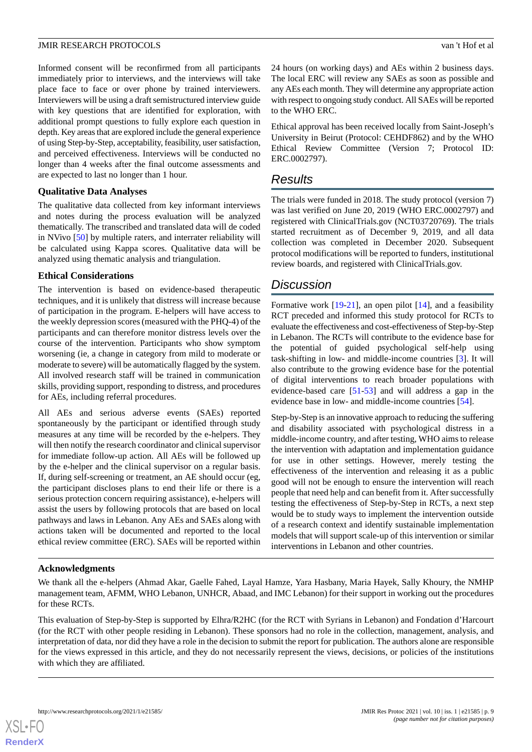Informed consent will be reconfirmed from all participants immediately prior to interviews, and the interviews will take place face to face or over phone by trained interviewers. Interviewers will be using a draft semistructured interview guide with key questions that are identified for exploration, with additional prompt questions to fully explore each question in depth. Key areas that are explored include the general experience of using Step-by-Step, acceptability, feasibility, user satisfaction, and perceived effectiveness. Interviews will be conducted no longer than 4 weeks after the final outcome assessments and are expected to last no longer than 1 hour.

### Qualitative Data Analyses

The qualitative data collected from key informant interviews and notes during the process evaluation will be analyzed thematically. The transcribed and translated data will de coded in NVivo [50] by multiple raters, and interrater reliability will be calculated using Kappa scores. Qualitative data will be analyzed using thematic analysis and triangulation.

### Ethical Considerations

The intervention is based on evidence-based therapeutic techniques, and it is unlikely that distress will increase because of participation in the program. E-helpers will have access to the weekly depression scores (measured with the PHQ-4) of the participants and can therefore monitor distress levels over the course of the intervention. Participants who show symptom worsening (ie, a change in category from mild to moderate or moderate to severe) will be automatically flagged by the system. All involved research staff will be trained in communication skills, providing support, responding to distress, and procedures for AEs, including referral procedures.

All AEs and serious adverse events (SAEs) reported spontaneously by the participant or identified through study measures at any time will be recorded by the e-helpers. They will then notify the research coordinator and clinical supervisor for immediate follow-up action. All AEs will be followed up by the e-helper and the clinical supervisor on a regular basis. If, during self-screening or treatment, an AE should occur (eg, the participant discloses plans to end their life or there is a serious protection concern requiring assistance), e-helpers will assist the users by following protocols that are based on local pathways and laws in Lebanon. Any AEs and SAEs along with actions taken will be documented and reported to the local ethical review committee (ERC). SAEs will be reported within 24 hours (on working days) and AEs within 2 business days. The local ERC will review any SAEs as soon as possible and any AEs each month. They will determine any appropriate action with respect to ongoing study conduct. All SAEs will be reported to the WHO ERC.

Ethical approval has been received locally from Saint-Joseph's University in Beirut (Protocol: CEHDF862) and by the WHO Ethical Review Committee (Version 7; Protocol ID: ERC.0002797).

## Results

The trials were funded in 2018. The study protocol (version 7) was last verified on June 20, 2019 (WHO ERC.0002797) and registered with ClinicalTrials.gov (NCT03720769). The trials started recruitment as of December 9, 2019, and all data collection was completed in December 2020. Subsequent protocol modifications will be reported to funders, institutional review boards, and registered with ClinicalTrials.gov.

## Discussion

Formative work [19-21], an open pilot [14], and a feasibility RCT preceded and informed this study protocol for RCTs to evaluate the effectiveness and cost-effectiveness of Step-by-Step in Lebanon. The RCTs will contribute to the evidence base for the potential of guided psychological self-help using task-shifting in low- and middle-income countries [3]. It will also contribute to the growing evidence base for the potential of digital interventions to reach broader populations with evidence-based care [51-53] and will address a gap in the evidence base in low- and middle-income countries [54].

Step-by-Step is an innovative approach to reducing the suffering and disability associated with psychological distress in a middle-income country, and after testing, WHO aims to release the intervention with adaptation and implementation guidance for use in other settings. However, merely testing the effectiveness of the intervention and releasing it as a public good will not be enough to ensure the intervention will reach people that need help and can benefit from it. After successfully testing the effectiveness of Step-by-Step in RCTs, a next step would be to study ways to implement the intervention outside of a research context and identify sustainable implementation models that will support scale-up of this intervention or similar interventions in Lebanon and other countries.

### Acknowledgments

We thank all the e-helpers (Ahmad Akar, Gaelle Fahed, Layal Hamze, Yara Hasbany, Maria Hayek, Sally Khoury, the NMHP management team, AFMM, WHO Lebanon, UNHCR, Abaad, and IMC Lebanon) for their support in working out the procedures for these RCTs.

This evaluation of Step-by-Step is supported by Elhra/R2HC (for the RCT with Syrians in Lebanon) and Fondation d'Harcourt (for the RCT with other people residing in Lebanon). These sponsors had no role in the collection, management, analysis, and interpretation of data, nor did they have a role in the decision to submit the report for publication. The authors alone are responsible for the views expressed in this article, and they do not necessarily represent the views, decisions, or policies of the institutions with which they are affiliated.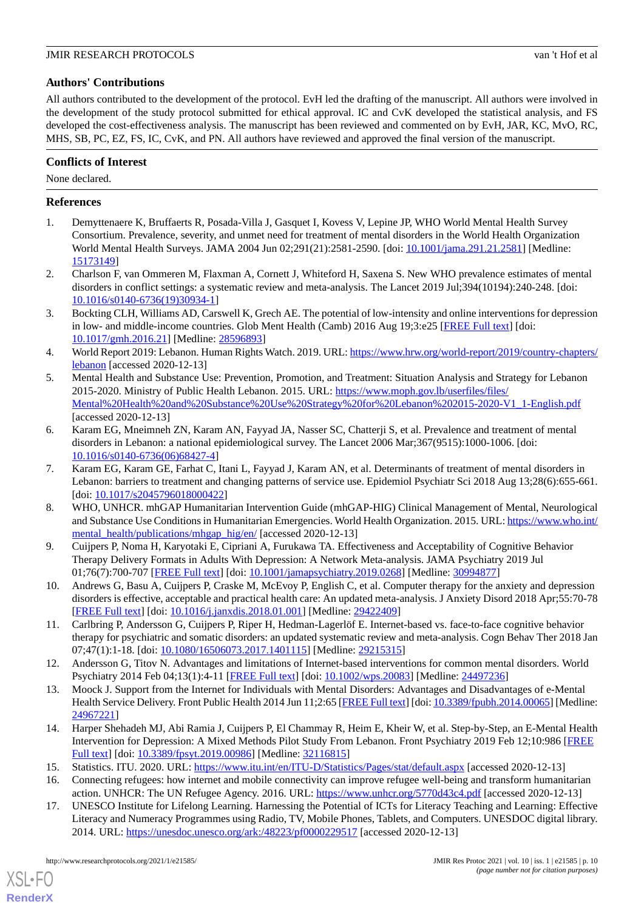## Authors' Contributions

All authors contributed to the development of the protocol. EvH led the drafting of the manuscript. All authors were involved in the development of the study protocol submitted for ethical approval. IC and CvK developed the statistical analysis, and FS developed the cost-effectiveness analysis. The manuscript has been reviewed and commented on by EvH, JAR, KC, MvO, RC, MHS, SB, PC, EZ, FS, IC, CvK, and PN. All authors have reviewed and approved the final version of the manuscript.

## Conflicts of Interest

None declared.

## References

1. Demyttenaere K, Bruffaerts R, Posada-Villa J, Gasquet I, Kovess V, Lepine JP, WHO World Mental Health Survey Consortium. Prevalence, severity, and unmet need for treatment of mental disorders in the World Health Organization World Mental Health Surveys. JAMA 2004 Jun 02;291(21):2581-2590. [doi: 10.1001/jama.291.21.2581] [Medline: 15173149]
2. Charlson F, van Ommeren M, Flaxman A, Cornett J, Whiteford H, Saxena S. New WHO prevalence estimates of mental disorders in conflict settings: a systematic review and meta-analysis. The Lancet 2019 Jul;394(10194):240-248. [doi: 10.1016/s0140-6736(19)30934-1]
3. Bockting CLH, Williams AD, Carswell K, Grech AE. The potential of low-intensity and online interventions for depression in low- and middle-income countries. Glob Ment Health (Camb) 2016 Aug 19;3:e25 [FREE Full text] [doi: 10.1017/gmh.2016.21] [Medline: 28596893]
4. World Report 2019: Lebanon. Human Rights Watch. 2019. URL: https://www.hrw.org/world-report/2019/country-chapters/lebanon [accessed 2020-12-13]
5. Mental Health and Substance Use: Prevention, Promotion, and Treatment: Situation Analysis and Strategy for Lebanon 2015-2020. Ministry of Public Health Lebanon. 2015. URL: https://www.moph.gov.lb/userfiles/files/Mental%20Health%20and%20Substance%20Use%20Strategy%20for%20Lebanon%202015-2020-V1_1-English.pdf [accessed 2020-12-13]
6. Karam EG, Mneimneh ZN, Karam AN, Fayyad JA, Nasser SC, Chatterji S, et al. Prevalence and treatment of mental disorders in Lebanon: a national epidemiological survey. The Lancet 2006 Mar;367(9515):1000-1006. [doi: 10.1016/s0140-6736(06)68427-4]
7. Karam EG, Karam GE, Farhat C, Itani L, Fayyad J, Karam AN, et al. Determinants of treatment of mental disorders in Lebanon: barriers to treatment and changing patterns of service use. Epidemiol Psychiatr Sci 2018 Aug 13;28(6):655-661. [doi: 10.1017/s2045796018000422]
8. WHO, UNHCR. mhGAP Humanitarian Intervention Guide (mhGAP-HIG) Clinical Management of Mental, Neurological and Substance Use Conditions in Humanitarian Emergencies. World Health Organization. 2015. URL: https://www.who.int/mental_health/publications/mhgap_hig/en/ [accessed 2020-12-13]
9. Cuijpers P, Noma H, Karyotaki E, Cipriani A, Furukawa TA. Effectiveness and Acceptability of Cognitive Behavior Therapy Delivery Formats in Adults With Depression: A Network Meta-analysis. JAMA Psychiatry 2019 Jul 01;76(7):700-707 [FREE Full text] [doi: 10.1001/jamapsychiatry.2019.0268] [Medline: 30994877]
10. Andrews G, Basu A, Cuijpers P, Craske M, McEvoy P, English C, et al. Computer therapy for the anxiety and depression disorders is effective, acceptable and practical health care: An updated meta-analysis. J Anxiety Disord 2018 Apr;55:70-78 [FREE Full text] [doi: 10.1016/j.janxdis.2018.01.001] [Medline: 29422409]
11. Carlbring P, Andersson G, Cuijpers P, Riper H, Hedman-Lagerlöf E. Internet-based vs. face-to-face cognitive behavior therapy for psychiatric and somatic disorders: an updated systematic review and meta-analysis. Cogn Behav Ther 2018 Jan 07;47(1):1-18. [doi: 10.1080/16506073.2017.1401115] [Medline: 29215315]
12. Andersson G, Titov N. Advantages and limitations of Internet-based interventions for common mental disorders. World Psychiatry 2014 Feb 04;13(1):4-11 [FREE Full text] [doi: 10.1002/wps.20083] [Medline: 24497236]
13. Moock J. Support from the Internet for Individuals with Mental Disorders: Advantages and Disadvantages of e-Mental Health Service Delivery. Front Public Health 2014 Jun 11;2:65 [FREE Full text] [doi: 10.3389/fpubh.2014.00065] [Medline: 24967221]
14. Harper Shehadeh MJ, Abi Ramia J, Cuijpers P, El Chammay R, Heim E, Kheir W, et al. Step-by-Step, an E-Mental Health Intervention for Depression: A Mixed Methods Pilot Study From Lebanon. Front Psychiatry 2019 Feb 12;10:986 [FREE Full text] [doi: 10.3389/fpsyt.2019.00986] [Medline: 32116815]
15. Statistics. ITU. 2020. URL: https://www.itu.int/en/ITU-D/Statistics/Pages/stat/default.aspx [accessed 2020-12-13]
16. Connecting refugees: how internet and mobile connectivity can improve refugee well-being and transform humanitarian action. UNHCR: The UN Refugee Agency. 2016. URL: https://www.unhcr.org/5770d43c4.pdf [accessed 2020-12-13]
17. UNESCO Institute for Lifelong Learning. Harnessing the Potential of ICTs for Literacy Teaching and Learning: Effective Literacy and Numeracy Programmes using Radio, TV, Mobile Phones, Tablets, and Computers. UNESDOC digital library. 2014. URL: https://unesdoc.unesco.org/ark:/48223/pf0000229517 [accessed 2020-12-13]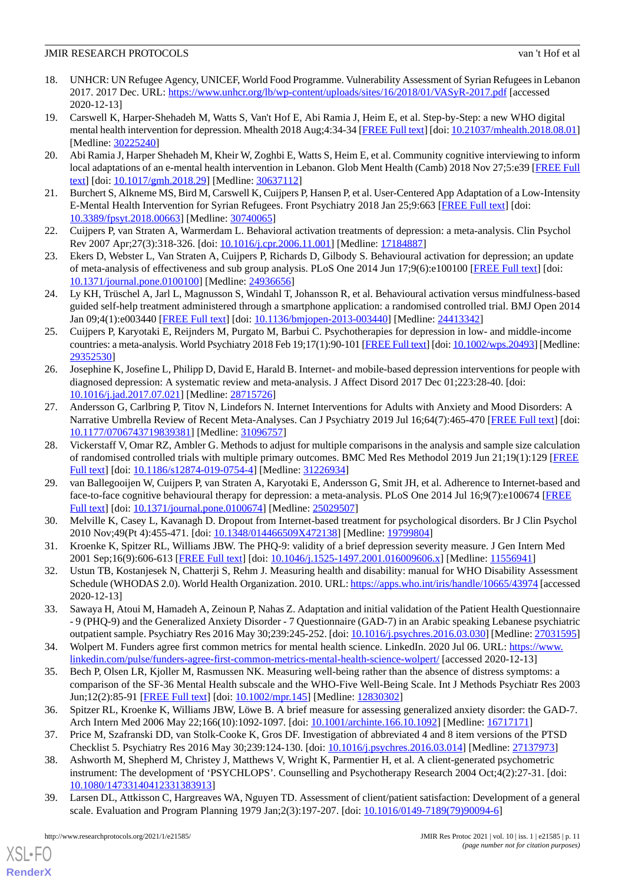18. UNHCR: UN Refugee Agency, UNICEF, World Food Programme. Vulnerability Assessment of Syrian Refugees in Lebanon 2017. 2017 Dec. URL: https://www.unhcr.org/lb/wp-content/uploads/sites/16/2018/01/VASyR-2017.pdf [accessed 2020-12-13]
19. Carswell K, Harper-Shehadeh M, Watts S, Van't Hof E, Abi Ramia J, Heim E, et al. Step-by-Step: a new WHO digital mental health intervention for depression. Mhealth 2018 Aug;4:34-34 [FREE Full text] [doi: 10.21037/mhealth.2018.08.01] [Medline: 30225240]
20. Abi Ramia J, Harper Shehadeh M, Kheir W, Zoghbi E, Watts S, Heim E, et al. Community cognitive interviewing to inform local adaptations of an e-mental health intervention in Lebanon. Glob Ment Health (Camb) 2018 Nov 27;5:e39 [FREE Full text] [doi: 10.1017/gmh.2018.29] [Medline: 30637112]
21. Burchert S, Alkneme MS, Bird M, Carswell K, Cuijpers P, Hansen P, et al. User-Centered App Adaptation of a Low-Intensity E-Mental Health Intervention for Syrian Refugees. Front Psychiatry 2018 Jan 25;9:663 [FREE Full text] [doi: 10.3389/fpsyt.2018.00663] [Medline: 30740065]
22. Cuijpers P, van Straten A, Warmerdam L. Behavioral activation treatments of depression: a meta-analysis. Clin Psychol Rev 2007 Apr;27(3):318-326. [doi: 10.1016/j.cpr.2006.11.001] [Medline: 17184887]
23. Ekers D, Webster L, Van Straten A, Cuijpers P, Richards D, Gilbody S. Behavioural activation for depression; an update of meta-analysis of effectiveness and sub group analysis. PLoS One 2014 Jun 17;9(6):e100100 [FREE Full text] [doi: 10.1371/journal.pone.0100100] [Medline: 24936656]
24. Ly KH, Trüschel A, Jarl L, Magnusson S, Windahl T, Johansson R, et al. Behavioural activation versus mindfulness-based guided self-help treatment administered through a smartphone application: a randomised controlled trial. BMJ Open 2014 Jan 09;4(1):e003440 [FREE Full text] [doi: 10.1136/bmjopen-2013-003440] [Medline: 24413342]
25. Cuijpers P, Karyotaki E, Reijnders M, Purgato M, Barbui C. Psychotherapies for depression in low- and middle-income countries: a meta-analysis. World Psychiatry 2018 Feb 19;17(1):90-101 [FREE Full text] [doi: 10.1002/wps.20493] [Medline: 29352530]
26. Josephine K, Josefine L, Philipp D, David E, Harald B. Internet- and mobile-based depression interventions for people with diagnosed depression: A systematic review and meta-analysis. J Affect Disord 2017 Dec 01;223:28-40. [doi: 10.1016/j.jad.2017.07.021] [Medline: 28715726]
27. Andersson G, Carlbring P, Titov N, Lindefors N. Internet Interventions for Adults with Anxiety and Mood Disorders: A Narrative Umbrella Review of Recent Meta-Analyses. Can J Psychiatry 2019 Jul 16;64(7):465-470 [FREE Full text] [doi: 10.1177/0706743719839381] [Medline: 31096757]
28. Vickerstaff V, Omar RZ, Ambler G. Methods to adjust for multiple comparisons in the analysis and sample size calculation of randomised controlled trials with multiple primary outcomes. BMC Med Res Methodol 2019 Jun 21;19(1):129 [FREE Full text] [doi: 10.1186/s12874-019-0754-4] [Medline: 31226934]
29. van Ballegooijen W, Cuijpers P, van Straten A, Karyotaki E, Andersson G, Smit JH, et al. Adherence to Internet-based and face-to-face cognitive behavioural therapy for depression: a meta-analysis. PLoS One 2014 Jul 16;9(7):e100674 [FREE Full text] [doi: 10.1371/journal.pone.0100674] [Medline: 25029507]
30. Melville K, Casey L, Kavanagh D. Dropout from Internet-based treatment for psychological disorders. Br J Clin Psychol 2010 Nov;49(Pt 4):455-471. [doi: 10.1348/014466509X472138] [Medline: 19799804]
31. Kroenke K, Spitzer RL, Williams JBW. The PHQ-9: validity of a brief depression severity measure. J Gen Intern Med 2001 Sep;16(9):606-613 [FREE Full text] [doi: 10.1046/j.1525-1497.2001.016009606.x] [Medline: 11556941]
32. Ustun TB, Kostanjesek N, Chatterji S, Rehm J. Measuring health and disability: manual for WHO Disability Assessment Schedule (WHODAS 2.0). World Health Organization. 2010. URL: https://apps.who.int/iris/handle/10665/43974 [accessed 2020-12-13]
33. Sawaya H, Atoui M, Hamadeh A, Zeinoun P, Nahas Z. Adaptation and initial validation of the Patient Health Questionnaire - 9 (PHQ-9) and the Generalized Anxiety Disorder - 7 Questionnaire (GAD-7) in an Arabic speaking Lebanese psychiatric outpatient sample. Psychiatry Res 2016 May 30;239:245-252. [doi: 10.1016/j.psychres.2016.03.030] [Medline: 27031595]
34. Wolpert M. Funders agree first common metrics for mental health science. LinkedIn. 2020 Jul 06. URL: https://www.linkedin.com/pulse/funders-agree-first-common-metrics-mental-health-science-wolpert/ [accessed 2020-12-13]
35. Bech P, Olsen LR, Kjoller M, Rasmussen NK. Measuring well-being rather than the absence of distress symptoms: a comparison of the SF-36 Mental Health subscale and the WHO-Five Well-Being Scale. Int J Methods Psychiatr Res 2003 Jun;12(2):85-91 [FREE Full text] [doi: 10.1002/mpr.145] [Medline: 12830302]
36. Spitzer RL, Kroenke K, Williams JBW, Löwe B. A brief measure for assessing generalized anxiety disorder: the GAD-7. Arch Intern Med 2006 May 22;166(10):1092-1097. [doi: 10.1001/archinte.166.10.1092] [Medline: 16717171]
37. Price M, Szafranski DD, van Stolk-Cooke K, Gros DF. Investigation of abbreviated 4 and 8 item versions of the PTSD Checklist 5. Psychiatry Res 2016 May 30;239:124-130. [doi: 10.1016/j.psychres.2016.03.014] [Medline: 27137973]
38. Ashworth M, Shepherd M, Christey J, Matthews V, Wright K, Parmentier H, et al. A client-generated psychometric instrument: The development of 'PSYCHLOPS'. Counselling and Psychotherapy Research 2004 Oct;4(2):27-31. [doi: 10.1080/14733140412331383913]
39. Larsen DL, Attkisson C, Hargreaves WA, Nguyen TD. Assessment of client/patient satisfaction: Development of a general scale. Evaluation and Program Planning 1979 Jan;2(3):197-207. [doi: 10.1016/0149-7189(79)90094-6]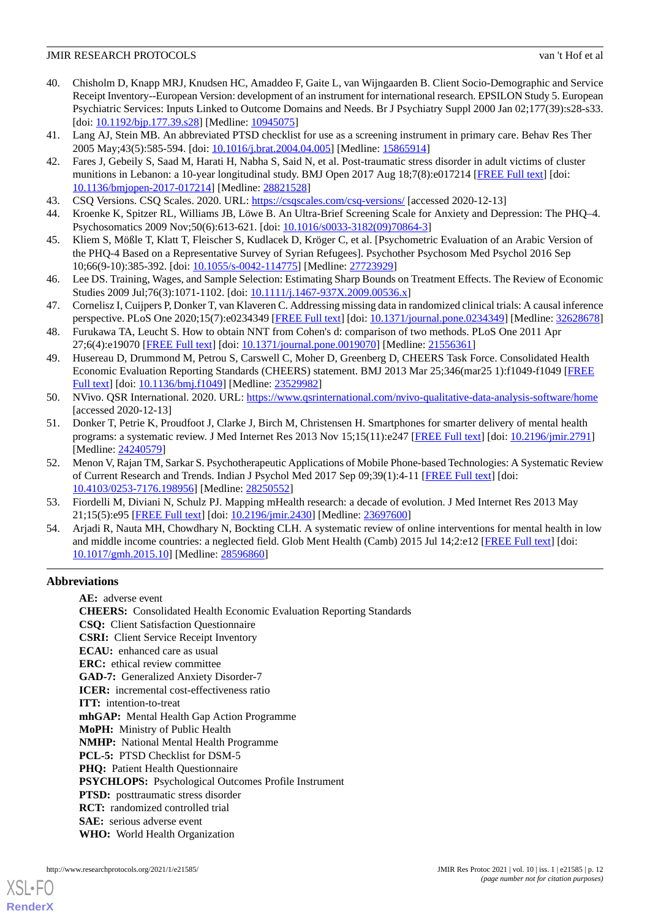40. Chisholm D, Knapp MRJ, Knudsen HC, Amaddeo F, Gaite L, van Wijngaarden B. Client Socio-Demographic and Service Receipt Inventory--European Version: development of an instrument for international research. EPSILON Study 5. European Psychiatric Services: Inputs Linked to Outcome Domains and Needs. Br J Psychiatry Suppl 2000 Jan 02;177(39):s28-s33. [doi: 10.1192/bjp.177.39.s28] [Medline: 10945075]
41. Lang AJ, Stein MB. An abbreviated PTSD checklist for use as a screening instrument in primary care. Behav Res Ther 2005 May;43(5):585-594. [doi: 10.1016/j.brat.2004.04.005] [Medline: 15865914]
42. Fares J, Gebeily S, Saad M, Harati H, Nabha S, Said N, et al. Post-traumatic stress disorder in adult victims of cluster munitions in Lebanon: a 10-year longitudinal study. BMJ Open 2017 Aug 18;7(8):e017214 [FREE Full text] [doi: 10.1136/bmjopen-2017-017214] [Medline: 28821528]
43. CSQ Versions. CSQ Scales. 2020. URL: https://csqscales.com/csq-versions/ [accessed 2020-12-13]
44. Kroenke K, Spitzer RL, Williams JB, Löwe B. An Ultra-Brief Screening Scale for Anxiety and Depression: The PHQ–4. Psychosomatics 2009 Nov;50(6):613-621. [doi: 10.1016/s0033-3182(09)70864-3]
45. Kliem S, Mößle T, Klatt T, Fleischer S, Kudlacek D, Kröger C, et al. [Psychometric Evaluation of an Arabic Version of the PHQ-4 Based on a Representative Survey of Syrian Refugees]. Psychother Psychosom Med Psychol 2016 Sep 10;66(9-10):385-392. [doi: 10.1055/s-0042-114775] [Medline: 27723929]
46. Lee DS. Training, Wages, and Sample Selection: Estimating Sharp Bounds on Treatment Effects. The Review of Economic Studies 2009 Jul;76(3):1071-1102. [doi: 10.1111/j.1467-937X.2009.00536.x]
47. Cornelisz I, Cuijpers P, Donker T, van Klaveren C. Addressing missing data in randomized clinical trials: A causal inference perspective. PLoS One 2020;15(7):e0234349 [FREE Full text] [doi: 10.1371/journal.pone.0234349] [Medline: 32628678]
48. Furukawa TA, Leucht S. How to obtain NNT from Cohen's d: comparison of two methods. PLoS One 2011 Apr 27;6(4):e19070 [FREE Full text] [doi: 10.1371/journal.pone.0019070] [Medline: 21556361]
49. Husereau D, Drummond M, Petrou S, Carswell C, Moher D, Greenberg D, CHEERS Task Force. Consolidated Health Economic Evaluation Reporting Standards (CHEERS) statement. BMJ 2013 Mar 25;346(mar25 1):f1049-f1049 [FREE Full text] [doi: 10.1136/bmj.f1049] [Medline: 23529982]
50. NVivo. QSR International. 2020. URL: https://www.qsrinternational.com/nvivo-qualitative-data-analysis-software/home [accessed 2020-12-13]
51. Donker T, Petrie K, Proudfoot J, Clarke J, Birch M, Christensen H. Smartphones for smarter delivery of mental health programs: a systematic review. J Med Internet Res 2013 Nov 15;15(11):e247 [FREE Full text] [doi: 10.2196/jmir.2791] [Medline: 24240579]
52. Menon V, Rajan TM, Sarkar S. Psychotherapeutic Applications of Mobile Phone-based Technologies: A Systematic Review of Current Research and Trends. Indian J Psychol Med 2017 Sep 09;39(1):4-11 [FREE Full text] [doi: 10.4103/0253-7176.198956] [Medline: 28250552]
53. Fiordelli M, Diviani N, Schulz PJ. Mapping mHealth research: a decade of evolution. J Med Internet Res 2013 May 21;15(5):e95 [FREE Full text] [doi: 10.2196/jmir.2430] [Medline: 23697600]
54. Arjadi R, Nauta MH, Chowdhary N, Bockting CLH. A systematic review of online interventions for mental health in low and middle income countries: a neglected field. Glob Ment Health (Camb) 2015 Jul 14;2:e12 [FREE Full text] [doi: 10.1017/gmh.2015.10] [Medline: 28596860]

## Abbreviations

**AE:** adverse event
**CHEERS:** Consolidated Health Economic Evaluation Reporting Standards
**CSQ:** Client Satisfaction Questionnaire
**CSRI:** Client Service Receipt Inventory
**ECAU:** enhanced care as usual
**ERC:** ethical review committee
**GAD-7:** Generalized Anxiety Disorder-7
**ICER:** incremental cost-effectiveness ratio
**ITT:** intention-to-treat
**mhGAP:** Mental Health Gap Action Programme
**MoPH:** Ministry of Public Health
**NMHP:** National Mental Health Programme
**PCL-5:** PTSD Checklist for DSM-5
**PHQ:** Patient Health Questionnaire
**PSYCHLOPS:** Psychological Outcomes Profile Instrument
**PTSD:** posttraumatic stress disorder
**RCT:** randomized controlled trial
**SAE:** serious adverse event
**WHO:** World Health Organization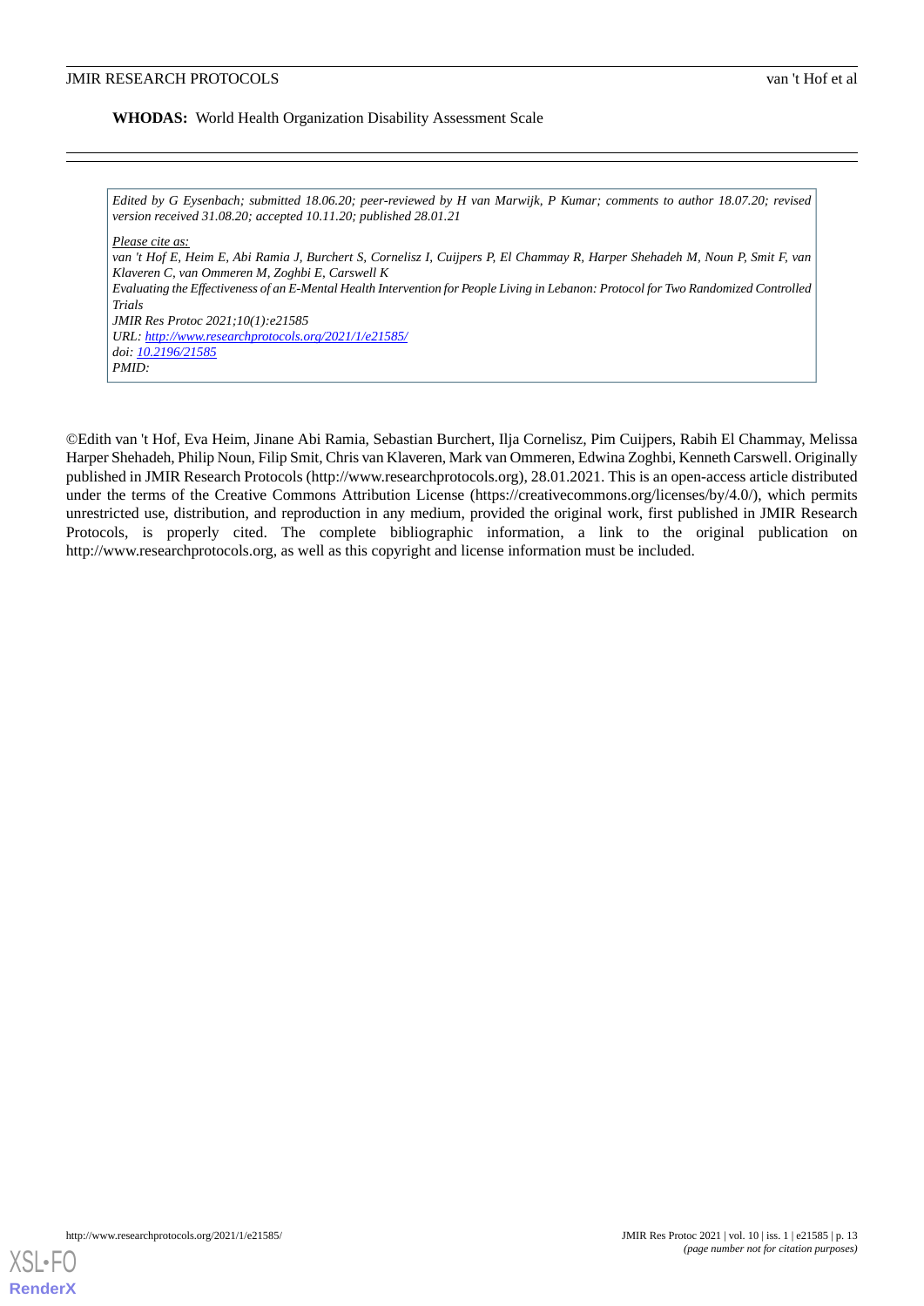**WHODAS:** World Health Organization Disability Assessment Scale

---

*Edited by G Eysenbach; submitted 18.06.20; peer-reviewed by H van Marwijk, P Kumar; comments to author 18.07.20; revised version received 31.08.20; accepted 10.11.20; published 28.01.21*

*Please cite as:*
*van 't Hof E, Heim E, Abi Ramia J, Burchert S, Cornelisz I, Cuijpers P, El Chammay R, Harper Shehadeh M, Noun P, Smit F, van Klaveren C, van Ommeren M, Zoghbi E, Carswell K*
*Evaluating the Effectiveness of an E-Mental Health Intervention for People Living in Lebanon: Protocol for Two Randomized Controlled Trials*
*JMIR Res Protoc 2021;10(1):e21585*
*URL: http://www.researchprotocols.org/2021/1/e21585/*
*doi: 10.2196/21585*
*PMID:*

©Edith van 't Hof, Eva Heim, Jinane Abi Ramia, Sebastian Burchert, Ilja Cornelisz, Pim Cuijpers, Rabih El Chammay, Melissa Harper Shehadeh, Philip Noun, Filip Smit, Chris van Klaveren, Mark van Ommeren, Edwina Zoghbi, Kenneth Carswell. Originally published in JMIR Research Protocols (http://www.researchprotocols.org), 28.01.2021. This is an open-access article distributed under the terms of the Creative Commons Attribution License (https://creativecommons.org/licenses/by/4.0/), which permits unrestricted use, distribution, and reproduction in any medium, provided the original work, first published in JMIR Research Protocols, is properly cited. The complete bibliographic information, a link to the original publication on http://www.researchprotocols.org, as well as this copyright and license information must be included.